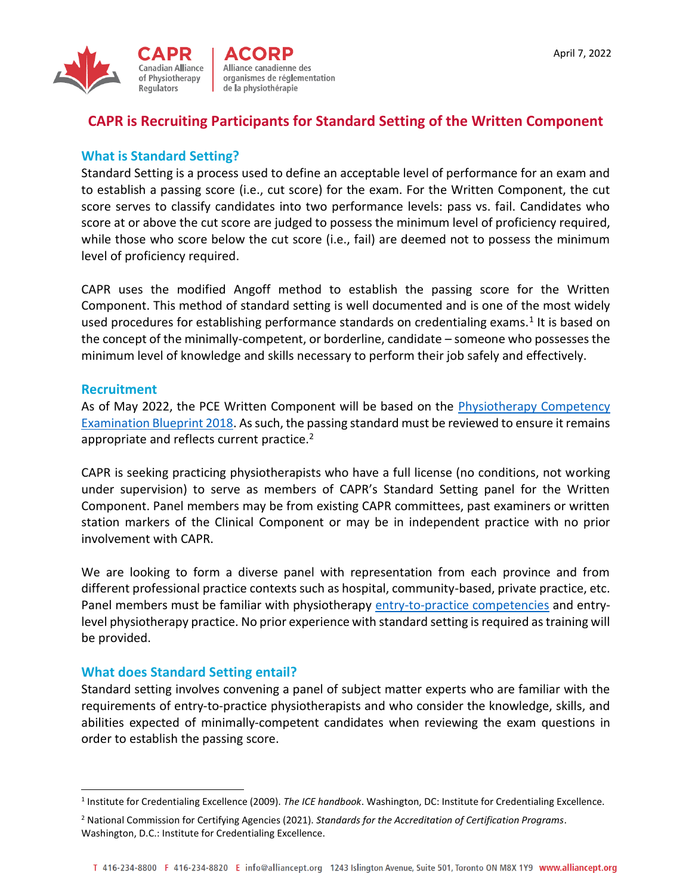April 7, 2022

# CAPR is Recruiting Participants for Standard Setting of the Written Component

## What is Standard Setting?

Standard Setting is a process used to define an acceptable level of performance for an exam and to establish a passing score (i.e., cut score) for the exam. For the Written Component, the cut score serves to classify candidates into two performance levels: pass vs. fail. Candidates who score at or above the cut score are judged to possess the minimum level of proficiency required, while those who score below the cut score (i.e., fail) are deemed not to possess the minimum level of proficiency required.

CAPR uses the modified Angoff method to establish the passing score for the Written Component. This method of standard setting is well documented and is one of the most widely used procedures for establishing performance standards on credentialing exams.[1] It is based on the concept of the minimally-competent, or borderline, candidate – someone who possesses the minimum level of knowledge and skills necessary to perform their job safely and effectively.

## Recruitment

As of May 2022, the PCE Written Component will be based on the Physiotherapy Competency Examination Blueprint 2018. As such, the passing standard must be reviewed to ensure it remains appropriate and reflects current practice.[2]

CAPR is seeking practicing physiotherapists who have a full license (no conditions, not working under supervision) to serve as members of CAPR's Standard Setting panel for the Written Component. Panel members may be from existing CAPR committees, past examiners or written station markers of the Clinical Component or may be in independent practice with no prior involvement with CAPR.

We are looking to form a diverse panel with representation from each province and from different professional practice contexts such as hospital, community-based, private practice, etc. Panel members must be familiar with physiotherapy entry-to-practice competencies and entry-level physiotherapy practice. No prior experience with standard setting is required as training will be provided.

## What does Standard Setting entail?

Standard setting involves convening a panel of subject matter experts who are familiar with the requirements of entry-to-practice physiotherapists and who consider the knowledge, skills, and abilities expected of minimally-competent candidates when reviewing the exam questions in order to establish the passing score.

---

[1] Institute for Credentialing Excellence (2009). *The ICE handbook*. Washington, DC: Institute for Credentialing Excellence.

[2] National Commission for Certifying Agencies (2021). *Standards for the Accreditation of Certification Programs*. Washington, D.C.: Institute for Credentialing Excellence.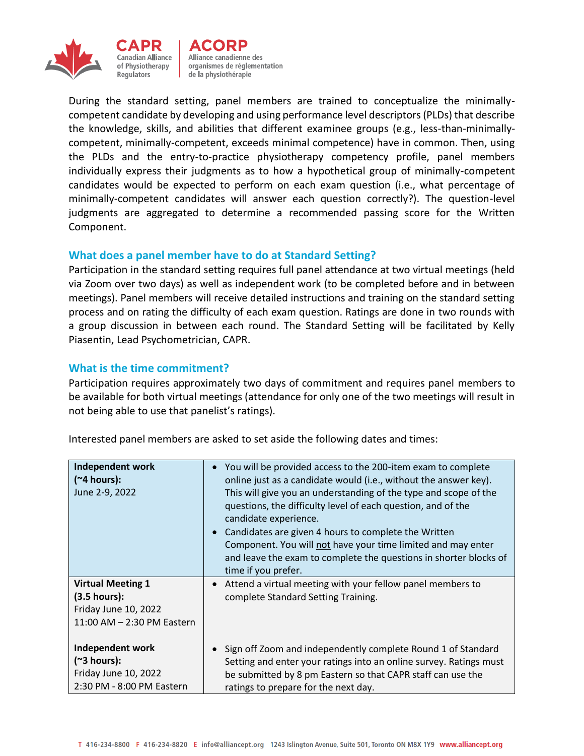During the standard setting, panel members are trained to conceptualize the minimally-competent candidate by developing and using performance level descriptors (PLDs) that describe the knowledge, skills, and abilities that different examinee groups (e.g., less-than-minimally-competent, minimally-competent, exceeds minimal competence) have in common. Then, using the PLDs and the entry-to-practice physiotherapy competency profile, panel members individually express their judgments as to how a hypothetical group of minimally-competent candidates would be expected to perform on each exam question (i.e., what percentage of minimally-competent candidates will answer each question correctly?). The question-level judgments are aggregated to determine a recommended passing score for the Written Component.

## What does a panel member have to do at Standard Setting?

Participation in the standard setting requires full panel attendance at two virtual meetings (held via Zoom over two days) as well as independent work (to be completed before and in between meetings). Panel members will receive detailed instructions and training on the standard setting process and on rating the difficulty of each exam question. Ratings are done in two rounds with a group discussion in between each round. The Standard Setting will be facilitated by Kelly Piasentin, Lead Psychometrician, CAPR.

## What is the time commitment?

Participation requires approximately two days of commitment and requires panel members to be available for both virtual meetings (attendance for only one of the two meetings will result in not being able to use that panelist's ratings).

Interested panel members are asked to set aside the following dates and times:

| | |
|---|---|
| **Independent work (~4 hours):** June 2-9, 2022 | • You will be provided access to the 200-item exam to complete online just as a candidate would (i.e., without the answer key). This will give you an understanding of the type and scope of the questions, the difficulty level of each question, and of the candidate experience.<br>• Candidates are given 4 hours to complete the Written Component. You will not have your time limited and may enter and leave the exam to complete the questions in shorter blocks of time if you prefer. |
| **Virtual Meeting 1 (3.5 hours):** Friday June 10, 2022 11:00 AM – 2:30 PM Eastern | • Attend a virtual meeting with your fellow panel members to complete Standard Setting Training. |
| **Independent work (~3 hours):** Friday June 10, 2022 2:30 PM - 8:00 PM Eastern | • Sign off Zoom and independently complete Round 1 of Standard Setting and enter your ratings into an online survey. Ratings must be submitted by 8 pm Eastern so that CAPR staff can use the ratings to prepare for the next day. |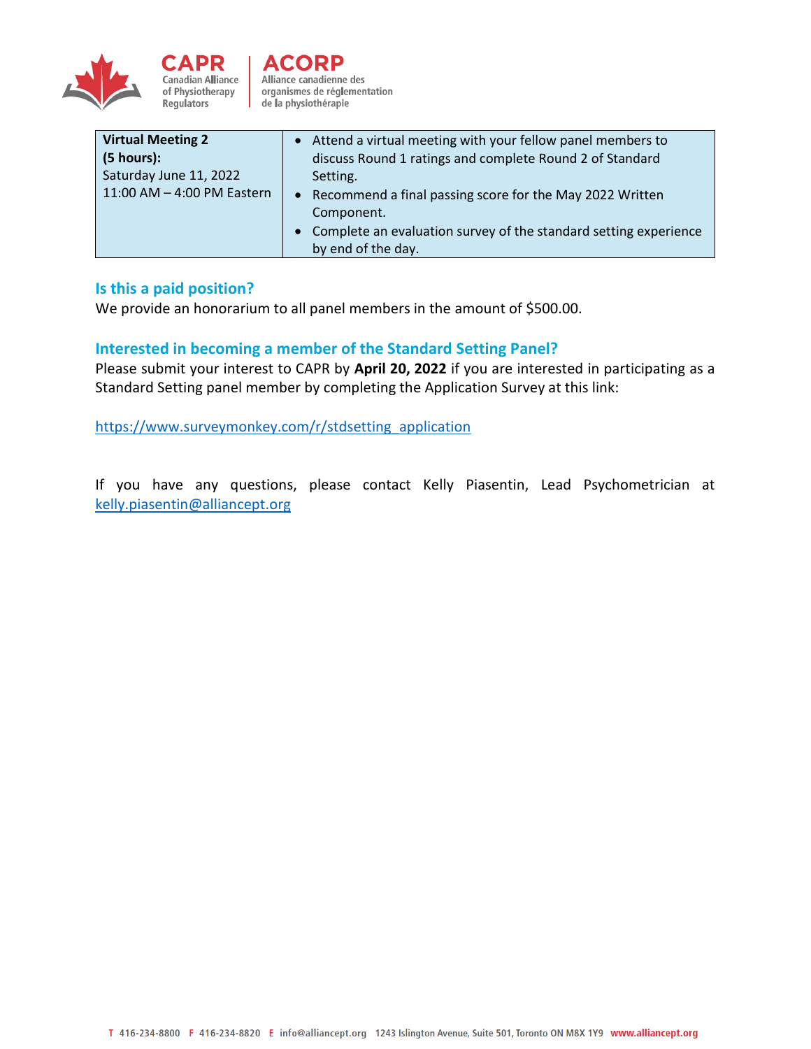| | |
|---|---|
| **Virtual Meeting 2 (5 hours):** Saturday June 11, 2022 11:00 AM – 4:00 PM Eastern | • Attend a virtual meeting with your fellow panel members to discuss Round 1 ratings and complete Round 2 of Standard Setting. • Recommend a final passing score for the May 2022 Written Component. • Complete an evaluation survey of the standard setting experience by end of the day. |

## Is this a paid position?

We provide an honorarium to all panel members in the amount of $500.00.

## Interested in becoming a member of the Standard Setting Panel?

Please submit your interest to CAPR by **April 20, 2022** if you are interested in participating as a Standard Setting panel member by completing the Application Survey at this link:

https://www.surveymonkey.com/r/stdsetting_application

If you have any questions, please contact Kelly Piasentin, Lead Psychometrician at kelly.piasentin@alliancept.org